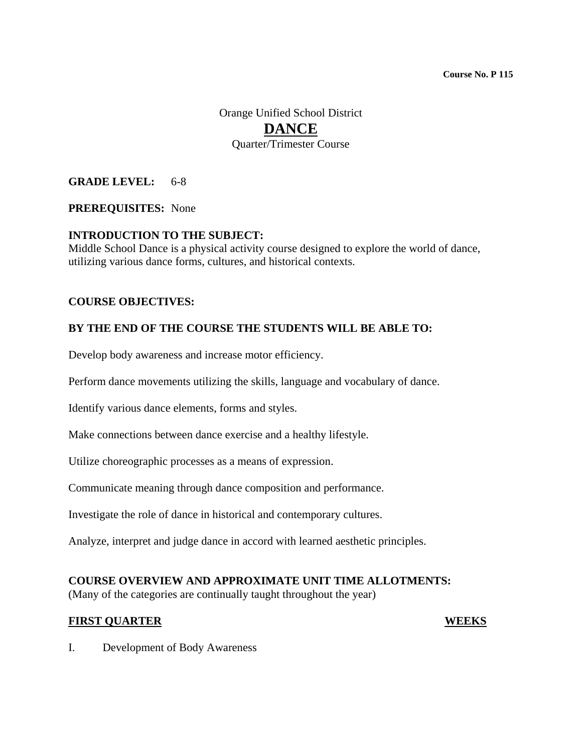**Course No. P 115**

Orange Unified School District

# DANCE

Quarter/Trimester Course

**GRADE LEVEL:** 6-8

**PREREQUISITES:** None

**INTRODUCTION TO THE SUBJECT:**
Middle School Dance is a physical activity course designed to explore the world of dance, utilizing various dance forms, cultures, and historical contexts.

**COURSE OBJECTIVES:**

**BY THE END OF THE COURSE THE STUDENTS WILL BE ABLE TO:**

Develop body awareness and increase motor efficiency.

Perform dance movements utilizing the skills, language and vocabulary of dance.

Identify various dance elements, forms and styles.

Make connections between dance exercise and a healthy lifestyle.

Utilize choreographic processes as a means of expression.

Communicate meaning through dance composition and performance.

Investigate the role of dance in historical and contemporary cultures.

Analyze, interpret and judge dance in accord with learned aesthetic principles.

**COURSE OVERVIEW AND APPROXIMATE UNIT TIME ALLOTMENTS:**
(Many of the categories are continually taught throughout the year)

| **FIRST QUARTER** | **WEEKS** |
|---|---|
| I. Development of Body Awareness | |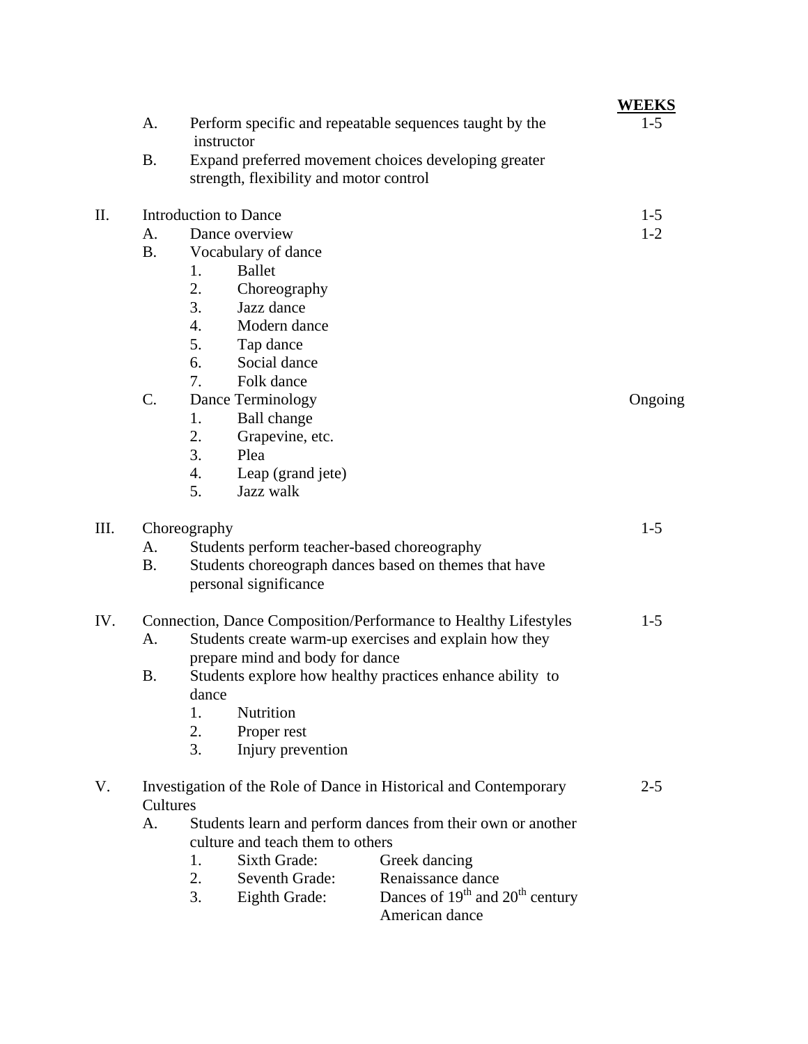| | | WEEKS |
|---|---|---|
| | A. Perform specific and repeatable sequences taught by the instructor | 1-5 |
| | B. Expand preferred movement choices developing greater strength, flexibility and motor control | |
| II. | Introduction to Dance | 1-5 |
| | A. Dance overview | 1-2 |
| | B. Vocabulary of dance | |
| | 1. Ballet | |
| | 2. Choreography | |
| | 3. Jazz dance | |
| | 4. Modern dance | |
| | 5. Tap dance | |
| | 6. Social dance | |
| | 7. Folk dance | |
| | C. Dance Terminology | Ongoing |
| | 1. Ball change | |
| | 2. Grapevine, etc. | |
| | 3. Plea | |
| | 4. Leap (grand jete) | |
| | 5. Jazz walk | |
| III. | Choreography | 1-5 |
| | A. Students perform teacher-based choreography | |
| | B. Students choreograph dances based on themes that have personal significance | |
| IV. | Connection, Dance Composition/Performance to Healthy Lifestyles | 1-5 |
| | A. Students create warm-up exercises and explain how they prepare mind and body for dance | |
| | B. Students explore how healthy practices enhance ability to dance | |
| | 1. Nutrition | |
| | 2. Proper rest | |
| | 3. Injury prevention | |
| V. | Investigation of the Role of Dance in Historical and Contemporary Cultures | 2-5 |
| | A. Students learn and perform dances from their own or another culture and teach them to others | |
| | 1. Sixth Grade: Greek dancing | |
| | 2. Seventh Grade: Renaissance dance | |
| | 3. Eighth Grade: Dances of 19th and 20th century American dance | |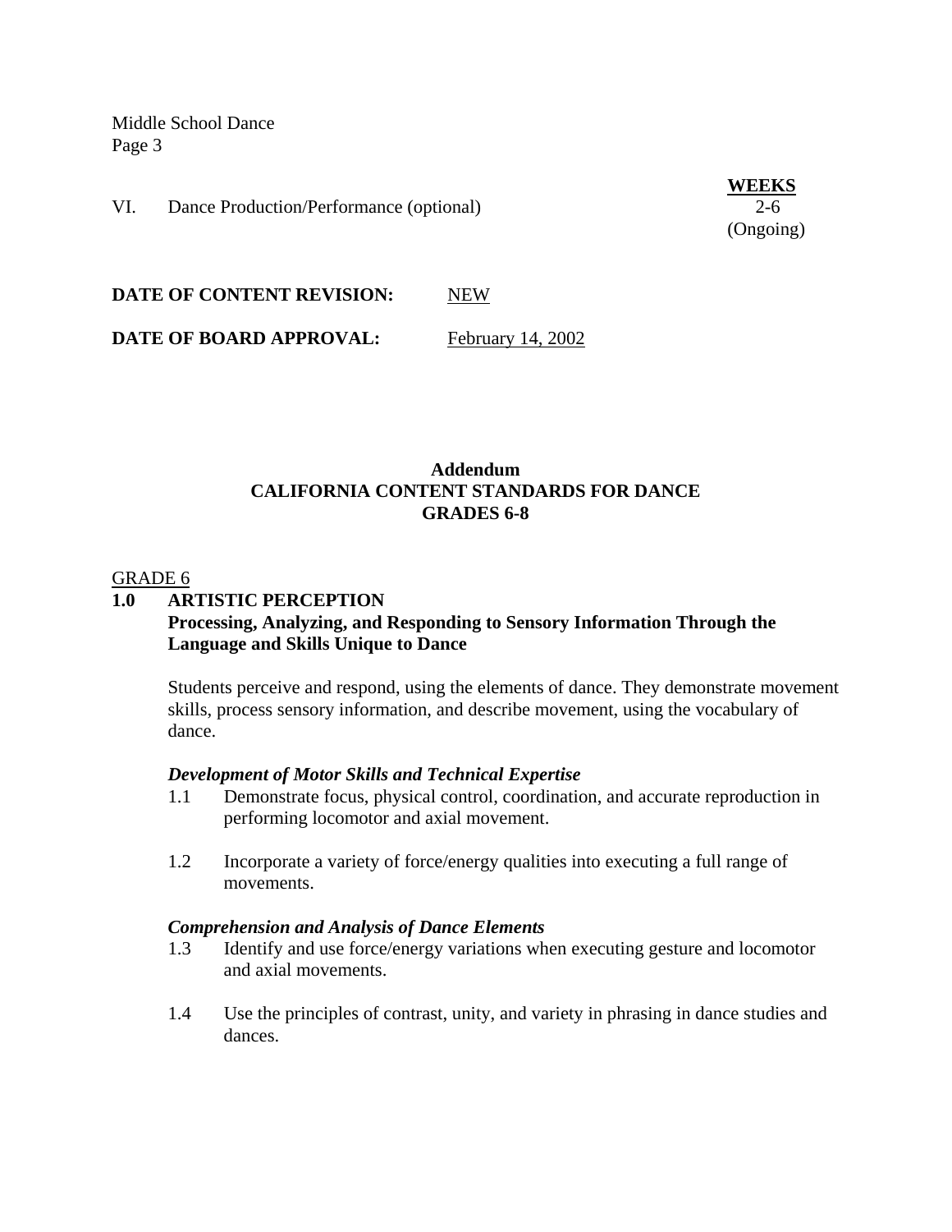| | | WEEKS |
|---|---|---|
| VI. | Dance Production/Performance (optional) | 2-6 (Ongoing) |

**DATE OF CONTENT REVISION:** NEW

**DATE OF BOARD APPROVAL:** February 14, 2002

## Addendum
## CALIFORNIA CONTENT STANDARDS FOR DANCE
## GRADES 6-8

GRADE 6

### 1.0 ARTISTIC PERCEPTION
**Processing, Analyzing, and Responding to Sensory Information Through the Language and Skills Unique to Dance**

Students perceive and respond, using the elements of dance. They demonstrate movement skills, process sensory information, and describe movement, using the vocabulary of dance.

***Development of Motor Skills and Technical Expertise***

1.1 Demonstrate focus, physical control, coordination, and accurate reproduction in performing locomotor and axial movement.

1.2 Incorporate a variety of force/energy qualities into executing a full range of movements.

***Comprehension and Analysis of Dance Elements***

1.3 Identify and use force/energy variations when executing gesture and locomotor and axial movements.

1.4 Use the principles of contrast, unity, and variety in phrasing in dance studies and dances.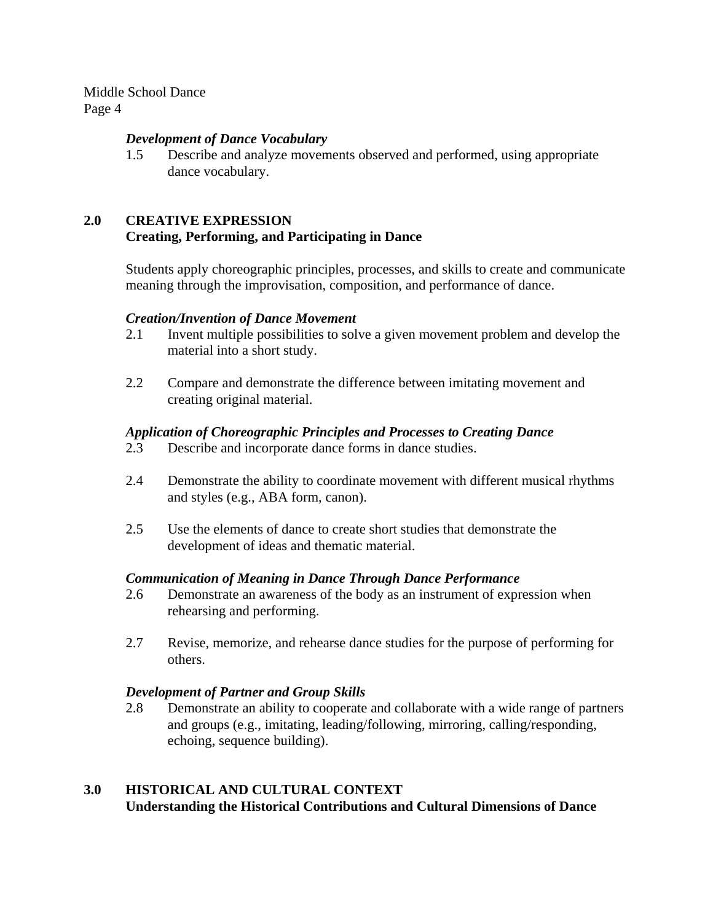***Development of Dance Vocabulary***

1.5 Describe and analyze movements observed and performed, using appropriate dance vocabulary.

## 2.0 CREATIVE EXPRESSION
**Creating, Performing, and Participating in Dance**

Students apply choreographic principles, processes, and skills to create and communicate meaning through the improvisation, composition, and performance of dance.

***Creation/Invention of Dance Movement***

2.1 Invent multiple possibilities to solve a given movement problem and develop the material into a short study.

2.2 Compare and demonstrate the difference between imitating movement and creating original material.

***Application of Choreographic Principles and Processes to Creating Dance***

2.3 Describe and incorporate dance forms in dance studies.

2.4 Demonstrate the ability to coordinate movement with different musical rhythms and styles (e.g., ABA form, canon).

2.5 Use the elements of dance to create short studies that demonstrate the development of ideas and thematic material.

***Communication of Meaning in Dance Through Dance Performance***

2.6 Demonstrate an awareness of the body as an instrument of expression when rehearsing and performing.

2.7 Revise, memorize, and rehearse dance studies for the purpose of performing for others.

***Development of Partner and Group Skills***

2.8 Demonstrate an ability to cooperate and collaborate with a wide range of partners and groups (e.g., imitating, leading/following, mirroring, calling/responding, echoing, sequence building).

## 3.0 HISTORICAL AND CULTURAL CONTEXT
**Understanding the Historical Contributions and Cultural Dimensions of Dance**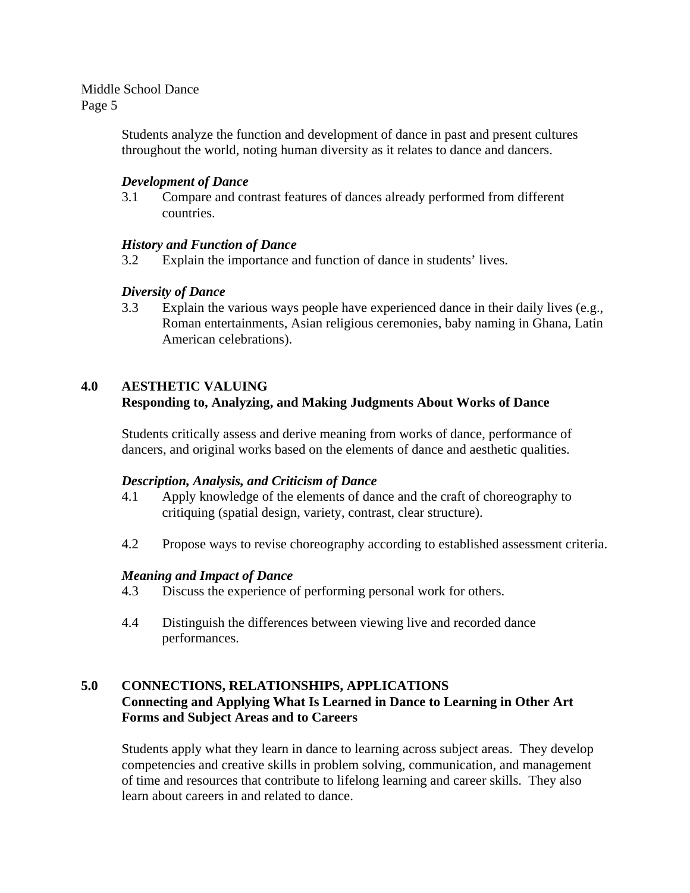Students analyze the function and development of dance in past and present cultures throughout the world, noting human diversity as it relates to dance and dancers.

***Development of Dance***

3.1 Compare and contrast features of dances already performed from different countries.

***History and Function of Dance***

3.2 Explain the importance and function of dance in students' lives.

***Diversity of Dance***

3.3 Explain the various ways people have experienced dance in their daily lives (e.g., Roman entertainments, Asian religious ceremonies, baby naming in Ghana, Latin American celebrations).

## 4.0 AESTHETIC VALUING

### Responding to, Analyzing, and Making Judgments About Works of Dance

Students critically assess and derive meaning from works of dance, performance of dancers, and original works based on the elements of dance and aesthetic qualities.

***Description, Analysis, and Criticism of Dance***

4.1 Apply knowledge of the elements of dance and the craft of choreography to critiquing (spatial design, variety, contrast, clear structure).

4.2 Propose ways to revise choreography according to established assessment criteria.

***Meaning and Impact of Dance***

4.3 Discuss the experience of performing personal work for others.

4.4 Distinguish the differences between viewing live and recorded dance performances.

## 5.0 CONNECTIONS, RELATIONSHIPS, APPLICATIONS

### Connecting and Applying What Is Learned in Dance to Learning in Other Art Forms and Subject Areas and to Careers

Students apply what they learn in dance to learning across subject areas. They develop competencies and creative skills in problem solving, communication, and management of time and resources that contribute to lifelong learning and career skills. They also learn about careers in and related to dance.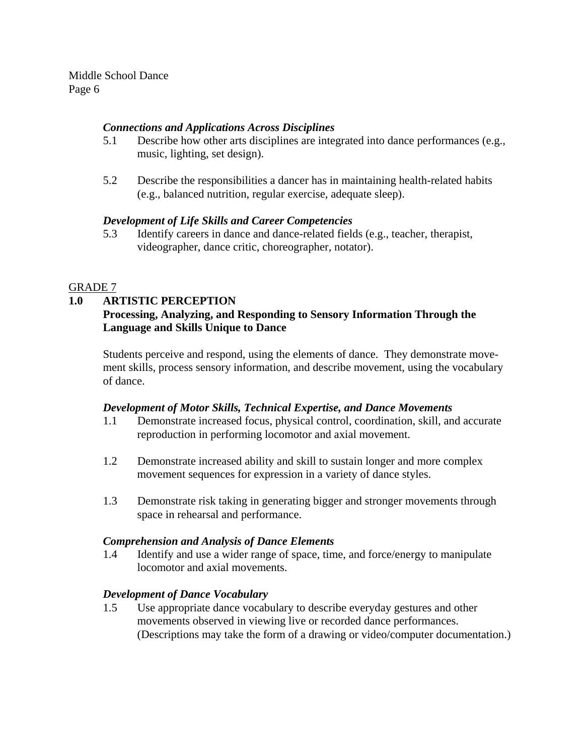*Connections and Applications Across Disciplines*

5.1 Describe how other arts disciplines are integrated into dance performances (e.g., music, lighting, set design).

5.2 Describe the responsibilities a dancer has in maintaining health-related habits (e.g., balanced nutrition, regular exercise, adequate sleep).

*Development of Life Skills and Career Competencies*

5.3 Identify careers in dance and dance-related fields (e.g., teacher, therapist, videographer, dance critic, choreographer, notator).

## GRADE 7

### 1.0 ARTISTIC PERCEPTION

**Processing, Analyzing, and Responding to Sensory Information Through the Language and Skills Unique to Dance**

Students perceive and respond, using the elements of dance. They demonstrate movement skills, process sensory information, and describe movement, using the vocabulary of dance.

*Development of Motor Skills, Technical Expertise, and Dance Movements*

1.1 Demonstrate increased focus, physical control, coordination, skill, and accurate reproduction in performing locomotor and axial movement.

1.2 Demonstrate increased ability and skill to sustain longer and more complex movement sequences for expression in a variety of dance styles.

1.3 Demonstrate risk taking in generating bigger and stronger movements through space in rehearsal and performance.

*Comprehension and Analysis of Dance Elements*

1.4 Identify and use a wider range of space, time, and force/energy to manipulate locomotor and axial movements.

*Development of Dance Vocabulary*

1.5 Use appropriate dance vocabulary to describe everyday gestures and other movements observed in viewing live or recorded dance performances. (Descriptions may take the form of a drawing or video/computer documentation.)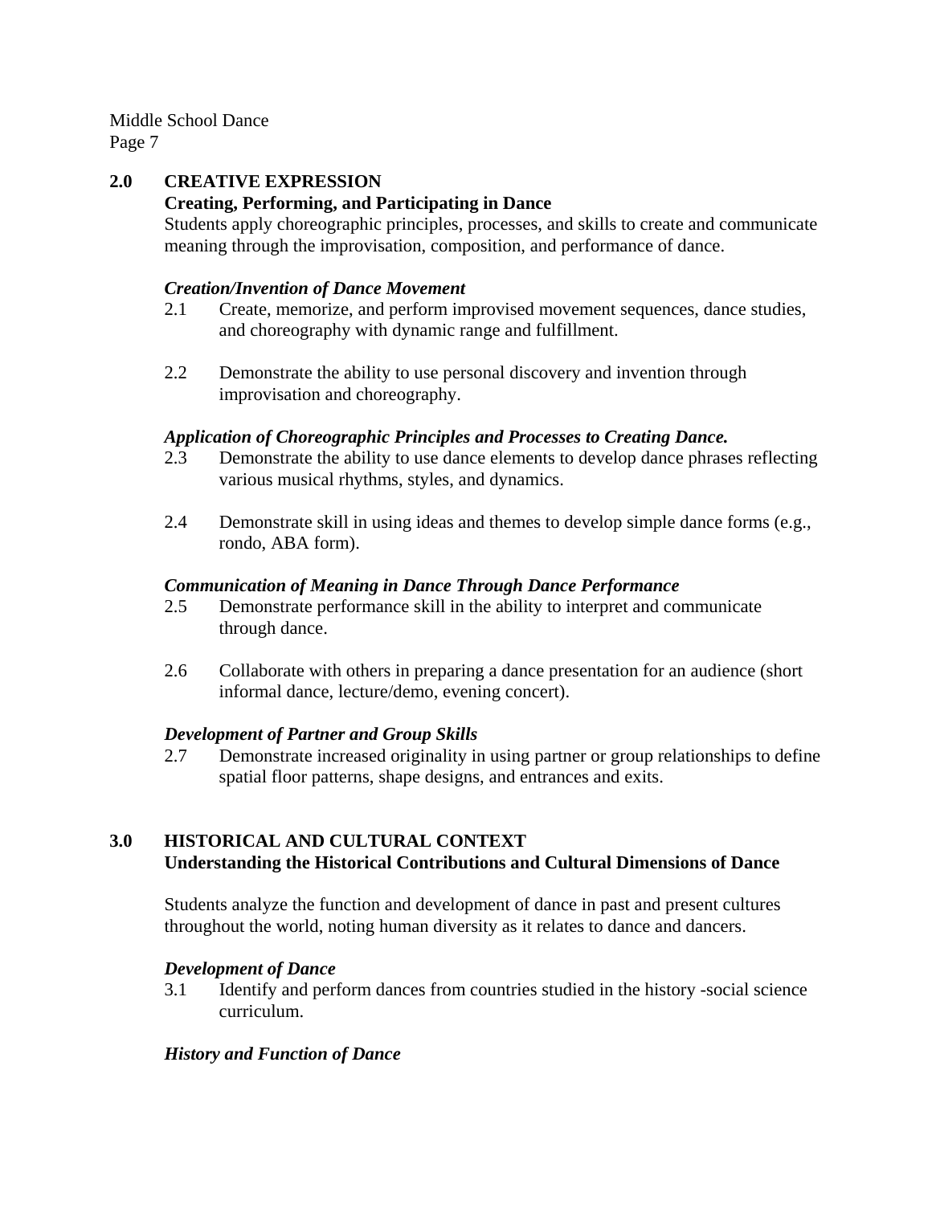## 2.0 CREATIVE EXPRESSION

**Creating, Performing, and Participating in Dance**

Students apply choreographic principles, processes, and skills to create and communicate meaning through the improvisation, composition, and performance of dance.

***Creation/Invention of Dance Movement***

2.1 Create, memorize, and perform improvised movement sequences, dance studies, and choreography with dynamic range and fulfillment.

2.2 Demonstrate the ability to use personal discovery and invention through improvisation and choreography.

***Application of Choreographic Principles and Processes to Creating Dance.***

2.3 Demonstrate the ability to use dance elements to develop dance phrases reflecting various musical rhythms, styles, and dynamics.

2.4 Demonstrate skill in using ideas and themes to develop simple dance forms (e.g., rondo, ABA form).

***Communication of Meaning in Dance Through Dance Performance***

2.5 Demonstrate performance skill in the ability to interpret and communicate through dance.

2.6 Collaborate with others in preparing a dance presentation for an audience (short informal dance, lecture/demo, evening concert).

***Development of Partner and Group Skills***

2.7 Demonstrate increased originality in using partner or group relationships to define spatial floor patterns, shape designs, and entrances and exits.

## 3.0 HISTORICAL AND CULTURAL CONTEXT

**Understanding the Historical Contributions and Cultural Dimensions of Dance**

Students analyze the function and development of dance in past and present cultures throughout the world, noting human diversity as it relates to dance and dancers.

***Development of Dance***

3.1 Identify and perform dances from countries studied in the history -social science curriculum.

***History and Function of Dance***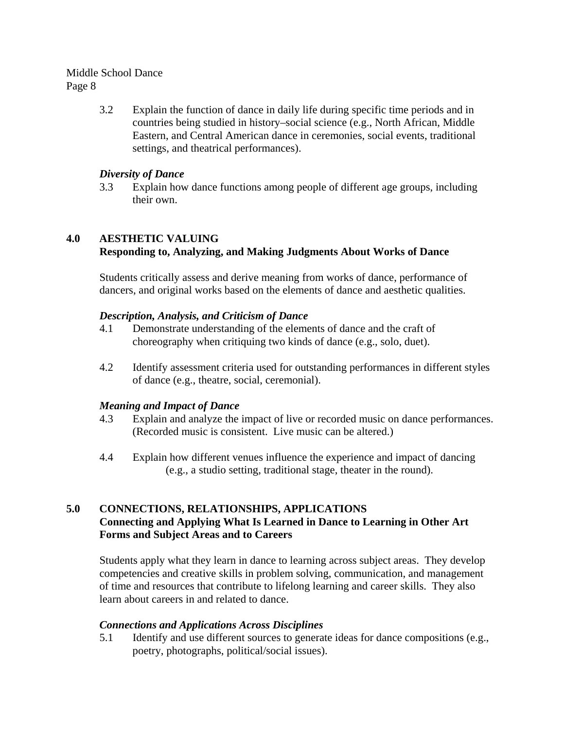3.2 Explain the function of dance in daily life during specific time periods and in countries being studied in history–social science (e.g., North African, Middle Eastern, and Central American dance in ceremonies, social events, traditional settings, and theatrical performances).

*Diversity of Dance*

3.3 Explain how dance functions among people of different age groups, including their own.

## 4.0 AESTHETIC VALUING
**Responding to, Analyzing, and Making Judgments About Works of Dance**

Students critically assess and derive meaning from works of dance, performance of dancers, and original works based on the elements of dance and aesthetic qualities.

*Description, Analysis, and Criticism of Dance*

4.1 Demonstrate understanding of the elements of dance and the craft of choreography when critiquing two kinds of dance (e.g., solo, duet).

4.2 Identify assessment criteria used for outstanding performances in different styles of dance (e.g., theatre, social, ceremonial).

*Meaning and Impact of Dance*

4.3 Explain and analyze the impact of live or recorded music on dance performances. (Recorded music is consistent. Live music can be altered.)

4.4 Explain how different venues influence the experience and impact of dancing (e.g., a studio setting, traditional stage, theater in the round).

## 5.0 CONNECTIONS, RELATIONSHIPS, APPLICATIONS
**Connecting and Applying What Is Learned in Dance to Learning in Other Art Forms and Subject Areas and to Careers**

Students apply what they learn in dance to learning across subject areas. They develop competencies and creative skills in problem solving, communication, and management of time and resources that contribute to lifelong learning and career skills. They also learn about careers in and related to dance.

*Connections and Applications Across Disciplines*

5.1 Identify and use different sources to generate ideas for dance compositions (e.g., poetry, photographs, political/social issues).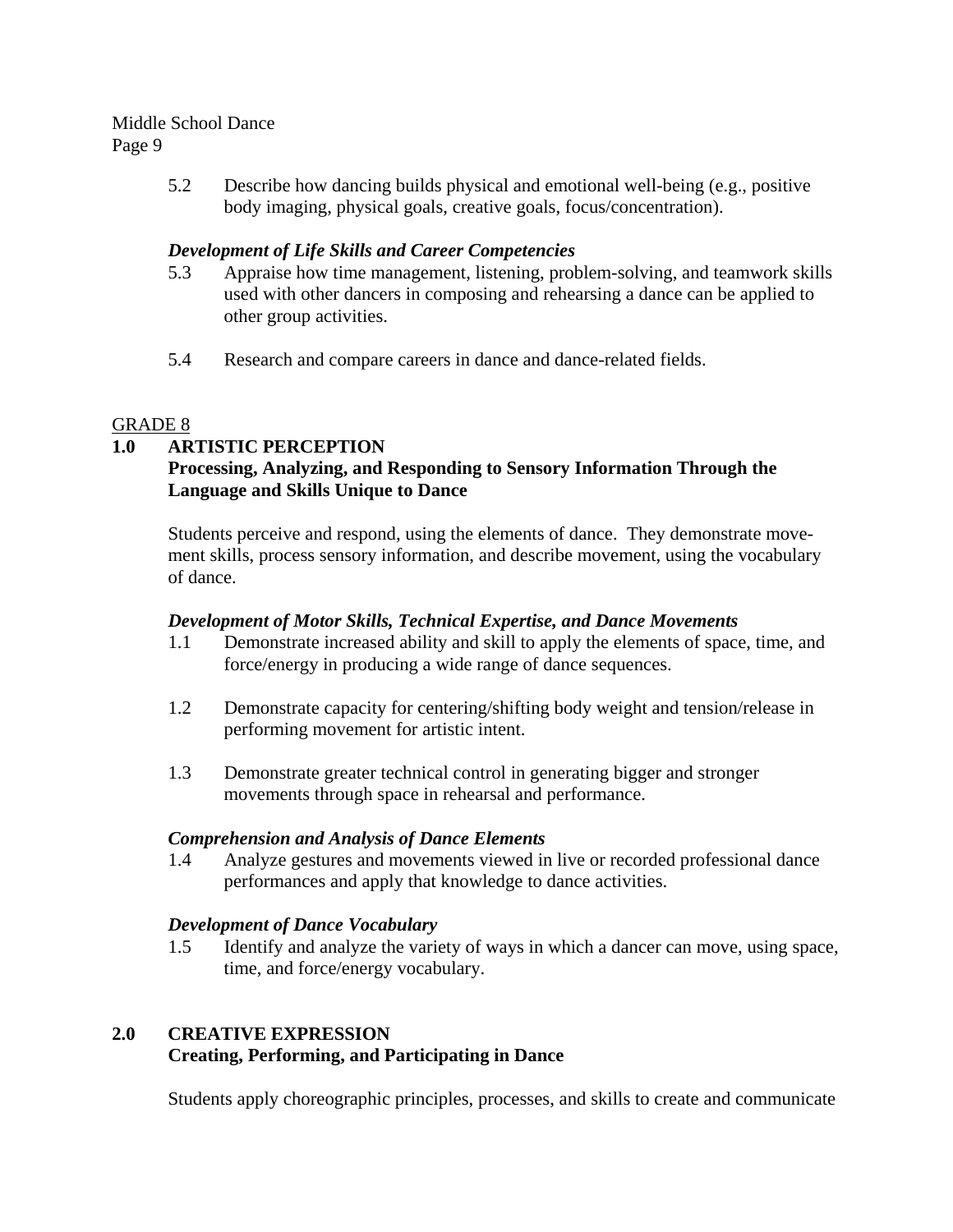5.2 Describe how dancing builds physical and emotional well-being (e.g., positive body imaging, physical goals, creative goals, focus/concentration).

***Development of Life Skills and Career Competencies***

5.3 Appraise how time management, listening, problem-solving, and teamwork skills used with other dancers in composing and rehearsing a dance can be applied to other group activities.

5.4 Research and compare careers in dance and dance-related fields.

GRADE 8

## 1.0 ARTISTIC PERCEPTION
**Processing, Analyzing, and Responding to Sensory Information Through the Language and Skills Unique to Dance**

Students perceive and respond, using the elements of dance. They demonstrate movement skills, process sensory information, and describe movement, using the vocabulary of dance.

***Development of Motor Skills, Technical Expertise, and Dance Movements***

1.1 Demonstrate increased ability and skill to apply the elements of space, time, and force/energy in producing a wide range of dance sequences.

1.2 Demonstrate capacity for centering/shifting body weight and tension/release in performing movement for artistic intent.

1.3 Demonstrate greater technical control in generating bigger and stronger movements through space in rehearsal and performance.

***Comprehension and Analysis of Dance Elements***

1.4 Analyze gestures and movements viewed in live or recorded professional dance performances and apply that knowledge to dance activities.

***Development of Dance Vocabulary***

1.5 Identify and analyze the variety of ways in which a dancer can move, using space, time, and force/energy vocabulary.

## 2.0 CREATIVE EXPRESSION
**Creating, Performing, and Participating in Dance**

Students apply choreographic principles, processes, and skills to create and communicate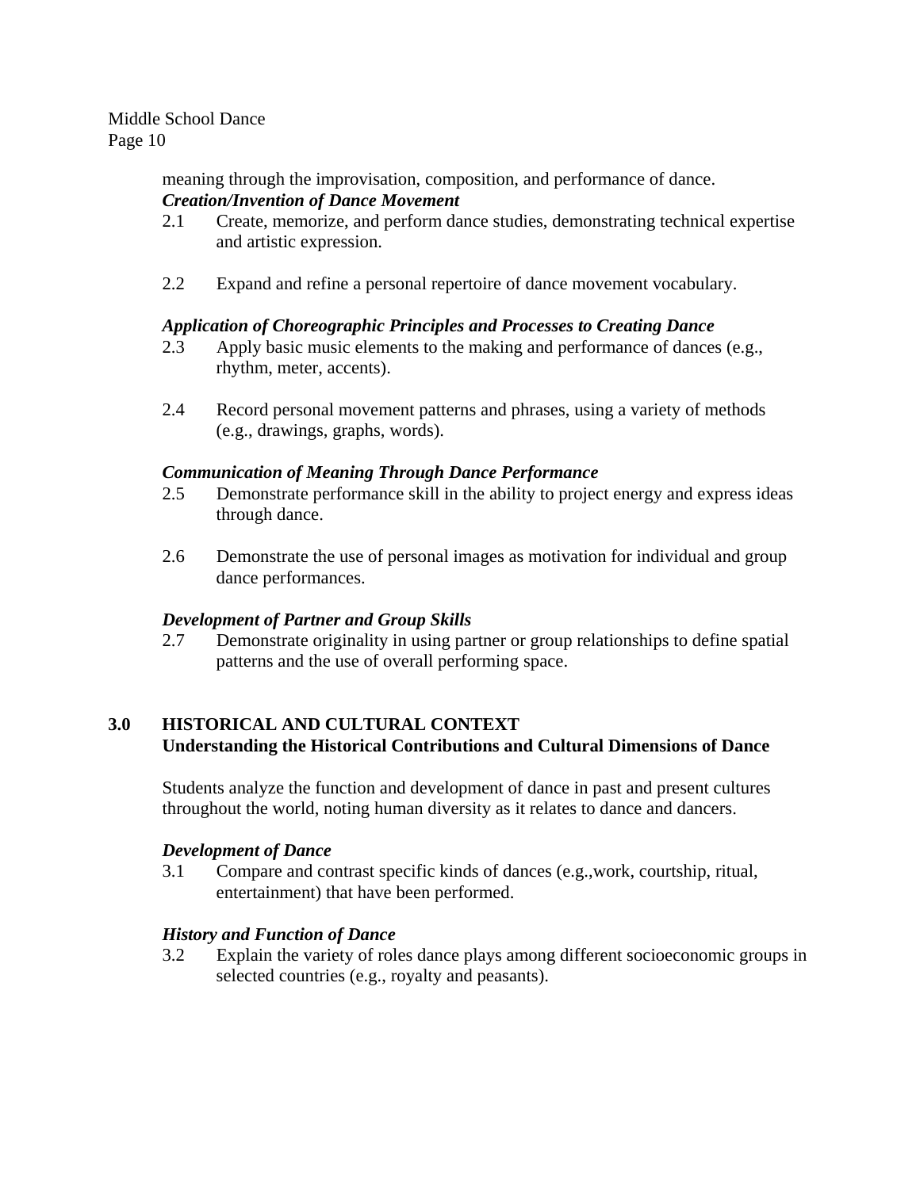meaning through the improvisation, composition, and performance of dance.

***Creation/Invention of Dance Movement***

2.1 Create, memorize, and perform dance studies, demonstrating technical expertise and artistic expression.

2.2 Expand and refine a personal repertoire of dance movement vocabulary.

***Application of Choreographic Principles and Processes to Creating Dance***

2.3 Apply basic music elements to the making and performance of dances (e.g., rhythm, meter, accents).

2.4 Record personal movement patterns and phrases, using a variety of methods (e.g., drawings, graphs, words).

***Communication of Meaning Through Dance Performance***

2.5 Demonstrate performance skill in the ability to project energy and express ideas through dance.

2.6 Demonstrate the use of personal images as motivation for individual and group dance performances.

***Development of Partner and Group Skills***

2.7 Demonstrate originality in using partner or group relationships to define spatial patterns and the use of overall performing space.

## 3.0 HISTORICAL AND CULTURAL CONTEXT
**Understanding the Historical Contributions and Cultural Dimensions of Dance**

Students analyze the function and development of dance in past and present cultures throughout the world, noting human diversity as it relates to dance and dancers.

***Development of Dance***

3.1 Compare and contrast specific kinds of dances (e.g.,work, courtship, ritual, entertainment) that have been performed.

***History and Function of Dance***

3.2 Explain the variety of roles dance plays among different socioeconomic groups in selected countries (e.g., royalty and peasants).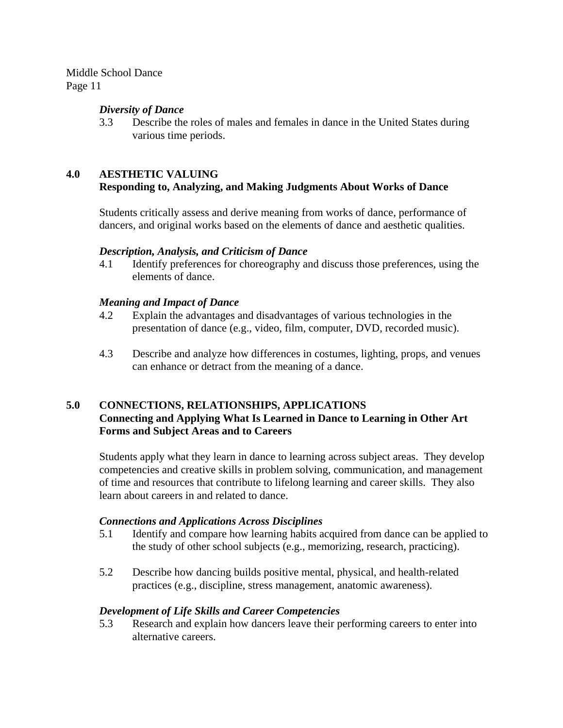***Diversity of Dance***

3.3 Describe the roles of males and females in dance in the United States during various time periods.

## 4.0 AESTHETIC VALUING
**Responding to, Analyzing, and Making Judgments About Works of Dance**

Students critically assess and derive meaning from works of dance, performance of dancers, and original works based on the elements of dance and aesthetic qualities.

***Description, Analysis, and Criticism of Dance***

4.1 Identify preferences for choreography and discuss those preferences, using the elements of dance.

***Meaning and Impact of Dance***

4.2 Explain the advantages and disadvantages of various technologies in the presentation of dance (e.g., video, film, computer, DVD, recorded music).

4.3 Describe and analyze how differences in costumes, lighting, props, and venues can enhance or detract from the meaning of a dance.

## 5.0 CONNECTIONS, RELATIONSHIPS, APPLICATIONS
**Connecting and Applying What Is Learned in Dance to Learning in Other Art Forms and Subject Areas and to Careers**

Students apply what they learn in dance to learning across subject areas. They develop competencies and creative skills in problem solving, communication, and management of time and resources that contribute to lifelong learning and career skills. They also learn about careers in and related to dance.

***Connections and Applications Across Disciplines***

5.1 Identify and compare how learning habits acquired from dance can be applied to the study of other school subjects (e.g., memorizing, research, practicing).

5.2 Describe how dancing builds positive mental, physical, and health-related practices (e.g., discipline, stress management, anatomic awareness).

***Development of Life Skills and Career Competencies***

5.3 Research and explain how dancers leave their performing careers to enter into alternative careers.